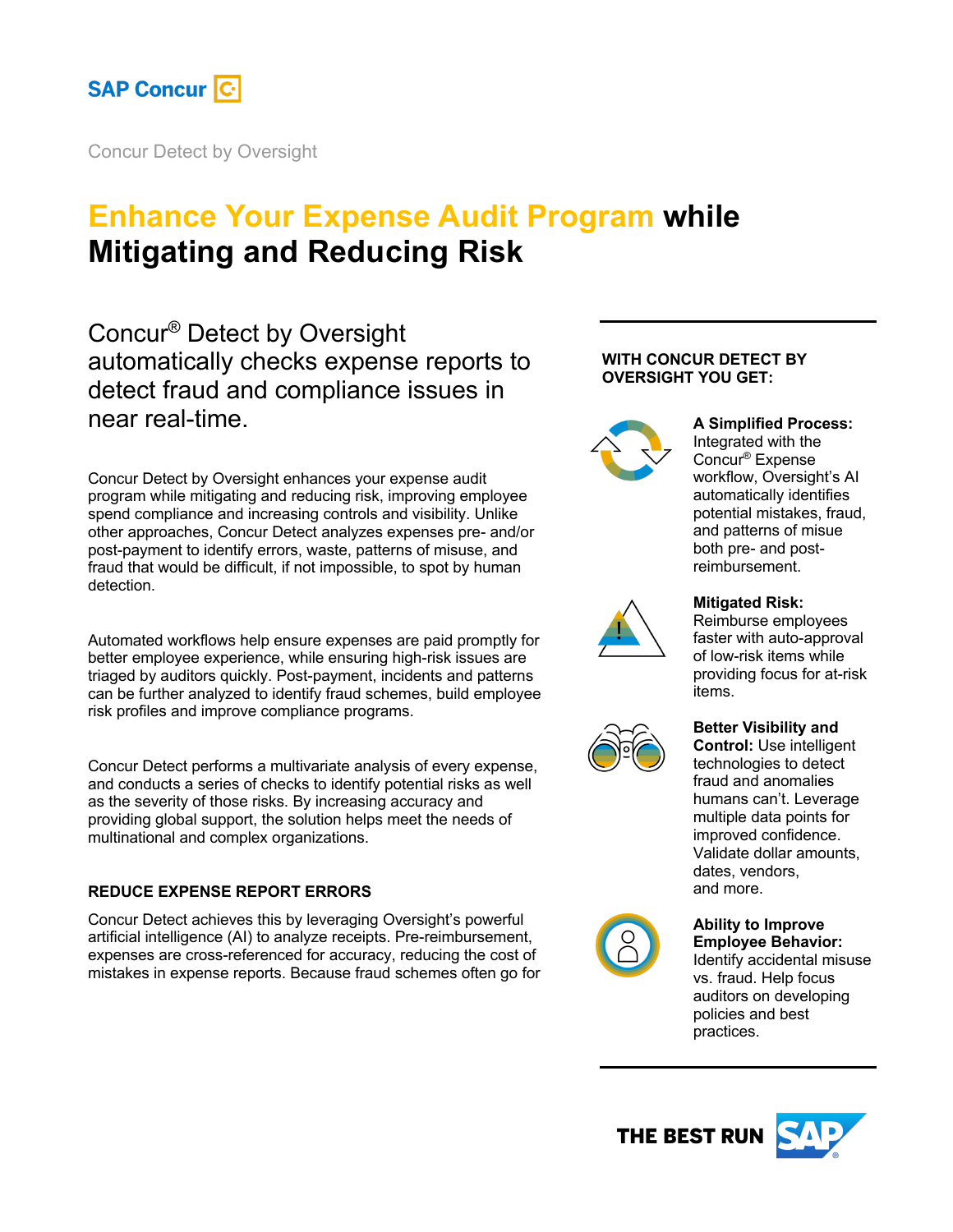SAP Concur

Concur Detect by Oversight

# Enhance Your Expense Audit Program while Mitigating and Reducing Risk

## Concur® Detect by Oversight automatically checks expense reports to detect fraud and compliance issues in near real-time.

Concur Detect by Oversight enhances your expense audit program while mitigating and reducing risk, improving employee spend compliance and increasing controls and visibility. Unlike other approaches, Concur Detect analyzes expenses pre- and/or post-payment to identify errors, waste, patterns of misuse, and fraud that would be difficult, if not impossible, to spot by human detection.

Automated workflows help ensure expenses are paid promptly for better employee experience, while ensuring high-risk issues are triaged by auditors quickly. Post-payment, incidents and patterns can be further analyzed to identify fraud schemes, build employee risk profiles and improve compliance programs.

Concur Detect performs a multivariate analysis of every expense, and conducts a series of checks to identify potential risks as well as the severity of those risks. By increasing accuracy and providing global support, the solution helps meet the needs of multinational and complex organizations.

### REDUCE EXPENSE REPORT ERRORS

Concur Detect achieves this by leveraging Oversight's powerful artificial intelligence (AI) to analyze receipts. Pre-reimbursement, expenses are cross-referenced for accuracy, reducing the cost of mistakes in expense reports. Because fraud schemes often go for

### WITH CONCUR DETECT BY OVERSIGHT YOU GET:

**A Simplified Process:** Integrated with the Concur® Expense workflow, Oversight's AI automatically identifies potential mistakes, fraud, and patterns of misuse both pre- and post-reimbursement.

**Mitigated Risk:** Reimburse employees faster with auto-approval of low-risk items while providing focus for at-risk items.

**Better Visibility and Control:** Use intelligent technologies to detect fraud and anomalies humans can't. Leverage multiple data points for improved confidence. Validate dollar amounts, dates, vendors, and more.

**Ability to Improve Employee Behavior:** Identify accidental misuse vs. fraud. Help focus auditors on developing policies and best practices.

THE BEST RUN SAP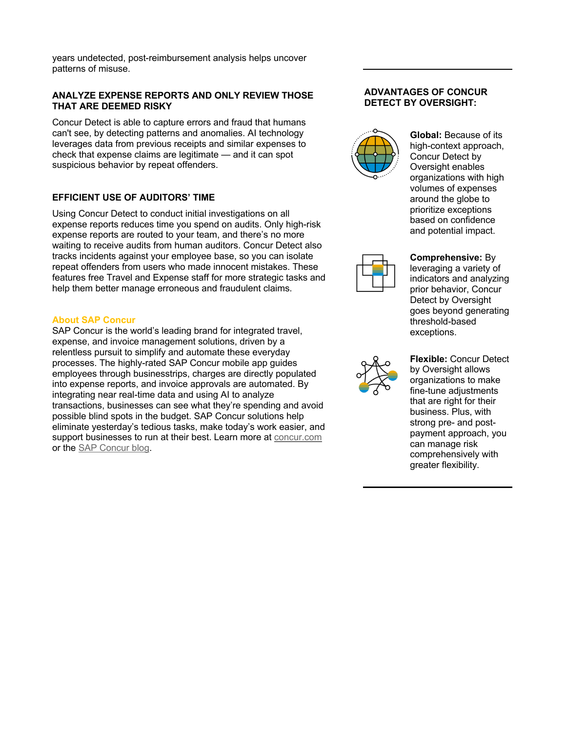years undetected, post-reimbursement analysis helps uncover patterns of misuse.

### ANALYZE EXPENSE REPORTS AND ONLY REVIEW THOSE THAT ARE DEEMED RISKY

Concur Detect is able to capture errors and fraud that humans can't see, by detecting patterns and anomalies. AI technology leverages data from previous receipts and similar expenses to check that expense claims are legitimate — and it can spot suspicious behavior by repeat offenders.

### EFFICIENT USE OF AUDITORS' TIME

Using Concur Detect to conduct initial investigations on all expense reports reduces time you spend on audits. Only high-risk expense reports are routed to your team, and there's no more waiting to receive audits from human auditors. Concur Detect also tracks incidents against your employee base, so you can isolate repeat offenders from users who made innocent mistakes. These features free Travel and Expense staff for more strategic tasks and help them better manage erroneous and fraudulent claims.

### About SAP Concur

SAP Concur is the world's leading brand for integrated travel, expense, and invoice management solutions, driven by a relentless pursuit to simplify and automate these everyday processes. The highly-rated SAP Concur mobile app guides employees through businesstrips, charges are directly populated into expense reports, and invoice approvals are automated. By integrating near real-time data and using AI to analyze transactions, businesses can see what they're spending and avoid possible blind spots in the budget. SAP Concur solutions help eliminate yesterday's tedious tasks, make today's work easier, and support businesses to run at their best. Learn more at concur.com or the SAP Concur blog.

### ADVANTAGES OF CONCUR DETECT BY OVERSIGHT:

**Global:** Because of its high-context approach, Concur Detect by Oversight enables organizations with high volumes of expenses around the globe to prioritize exceptions based on confidence and potential impact.

**Comprehensive:** By leveraging a variety of indicators and analyzing prior behavior, Concur Detect by Oversight goes beyond generating threshold-based exceptions.

**Flexible:** Concur Detect by Oversight allows organizations to make fine-tune adjustments that are right for their business. Plus, with strong pre- and post-payment approach, you can manage risk comprehensively with greater flexibility.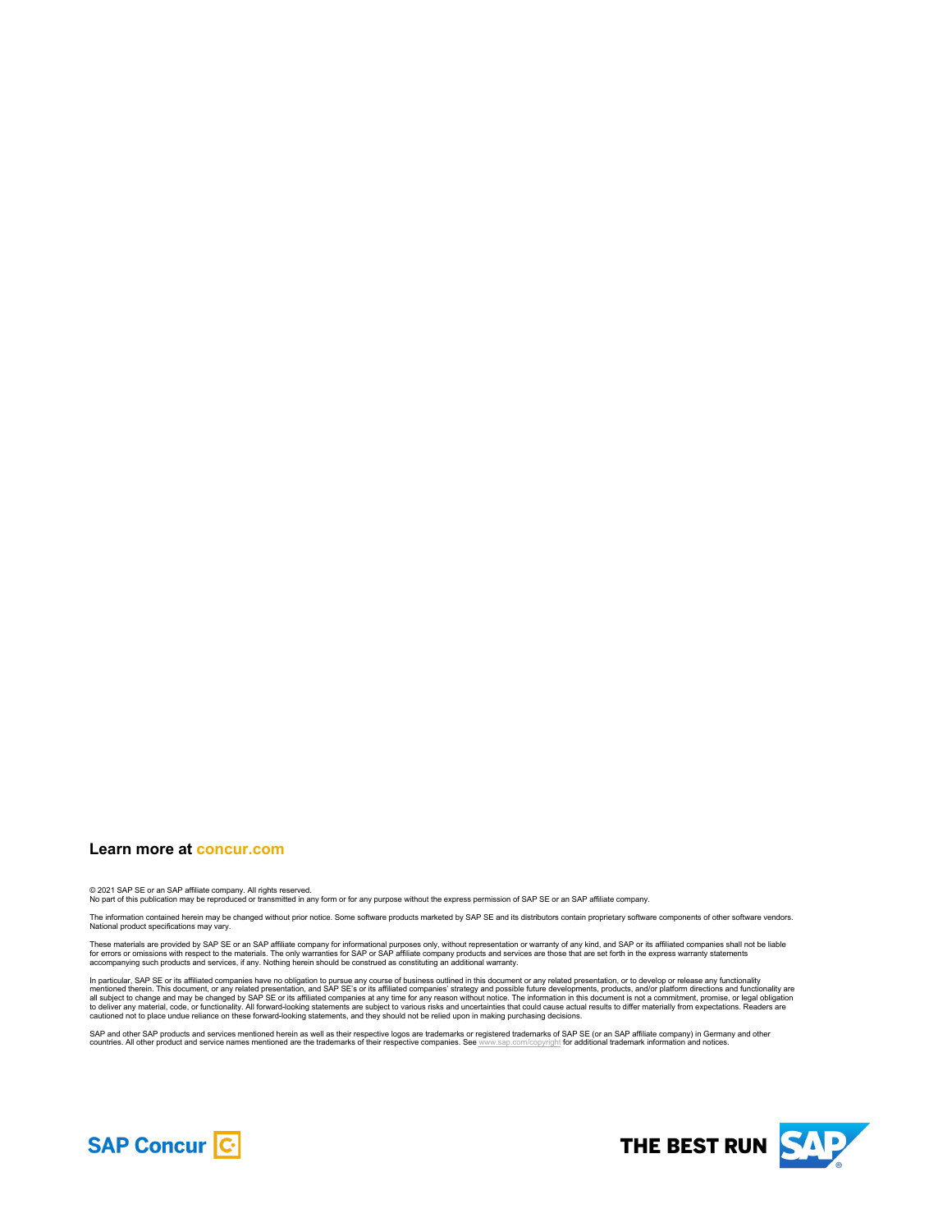**Learn more at concur.com**

© 2021 SAP SE or an SAP affiliate company. All rights reserved.
No part of this publication may be reproduced or transmitted in any form or for any purpose without the express permission of SAP SE or an SAP affiliate company.

The information contained herein may be changed without prior notice. Some software products marketed by SAP SE and its distributors contain proprietary software components of other software vendors. National product specifications may vary.

These materials are provided by SAP SE or an SAP affiliate company for informational purposes only, without representation or warranty of any kind, and SAP or its affiliated companies shall not be liable for errors or omissions with respect to the materials. The only warranties for SAP or SAP affiliate company products and services are those that are set forth in the express warranty statements accompanying such products and services, if any. Nothing herein should be construed as constituting an additional warranty.

In particular, SAP SE or its affiliated companies have no obligation to pursue any course of business outlined in this document or any related presentation, or to develop or release any functionality mentioned therein. This document, or any related presentation, and SAP SE's or its affiliated companies' strategy and possible future developments, products, and/or platform directions and functionality are all subject to change and may be changed by SAP SE or its affiliated companies at any time for any reason without notice. The information in this document is not a commitment, promise, or legal obligation to deliver any material, code, or functionality. All forward-looking statements are subject to various risks and uncertainties that could cause actual results to differ materially from expectations. Readers are cautioned not to place undue reliance on these forward-looking statements, and they should not be relied upon in making purchasing decisions.

SAP and other SAP products and services mentioned herein as well as their respective logos are trademarks or registered trademarks of SAP SE (or an SAP affiliate company) in Germany and other countries. All other product and service names mentioned are the trademarks of their respective companies. See www.sap.com/copyright for additional trademark information and notices.

SAP Concur

THE BEST RUN SAP